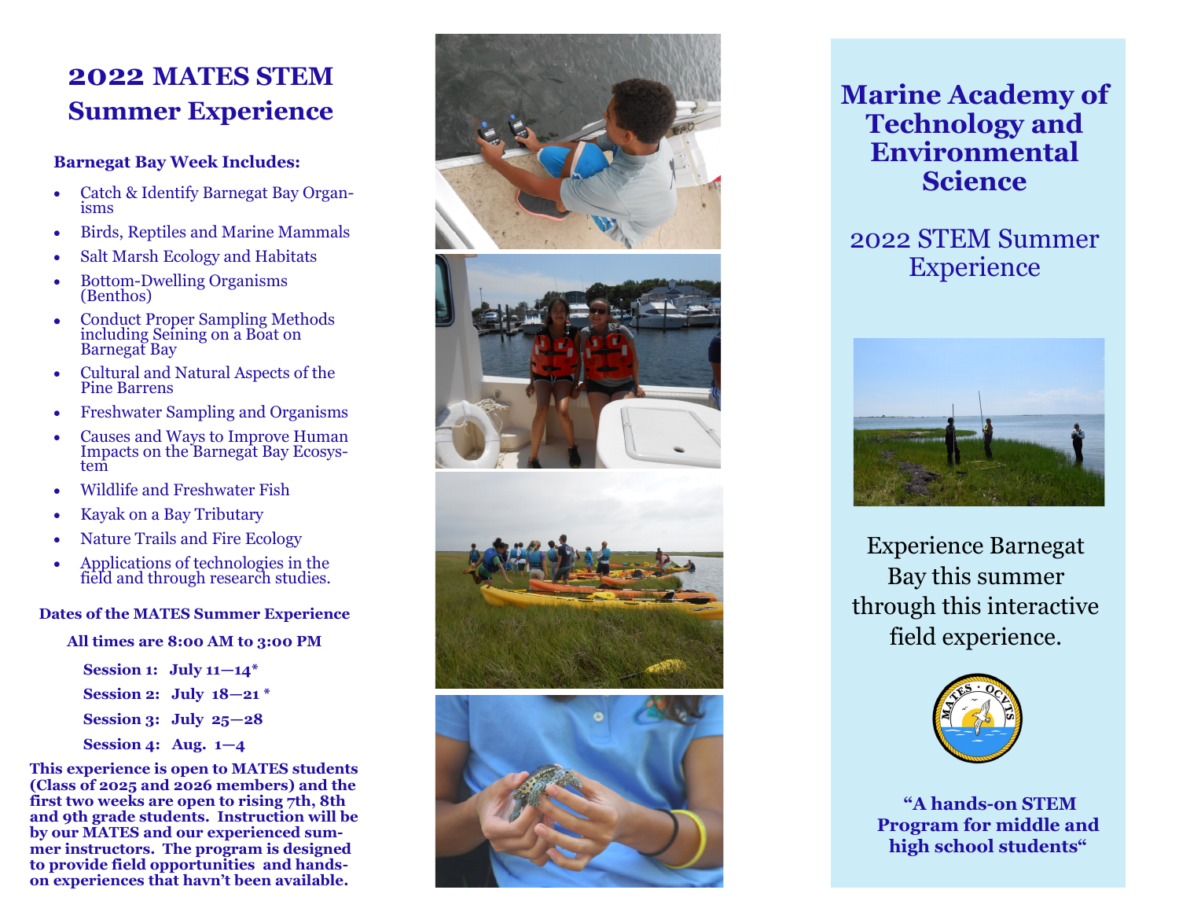# 2022 MATES STEM Summer Experience

**Barnegat Bay Week Includes:**

- Catch & Identify Barnegat Bay Organisms
- Birds, Reptiles and Marine Mammals
- Salt Marsh Ecology and Habitats
- Bottom-Dwelling Organisms (Benthos)
- Conduct Proper Sampling Methods including Seining on a Boat on Barnegat Bay
- Cultural and Natural Aspects of the Pine Barrens
- Freshwater Sampling and Organisms
- Causes and Ways to Improve Human Impacts on the Barnegat Bay Ecosystem
- Wildlife and Freshwater Fish
- Kayak on a Bay Tributary
- Nature Trails and Fire Ecology
- Applications of technologies in the field and through research studies.

**Dates of the MATES Summer Experience**

**All times are 8:00 AM to 3:00 PM**

**Session 1: July 11—14***

**Session 2: July 18—21 ***

**Session 3: July 25—28**

**Session 4: Aug. 1—4**

**This experience is open to MATES students (Class of 2025 and 2026 members) and the first two weeks are open to rising 7th, 8th and 9th grade students. Instruction will be by our MATES and our experienced summer instructors. The program is designed to provide field opportunities and hands-on experiences that havn't been available.**

# Marine Academy of Technology and Environmental Science

## 2022 STEM Summer Experience

Experience Barnegat Bay this summer through this interactive field experience.

**"A hands-on STEM Program for middle and high school students"**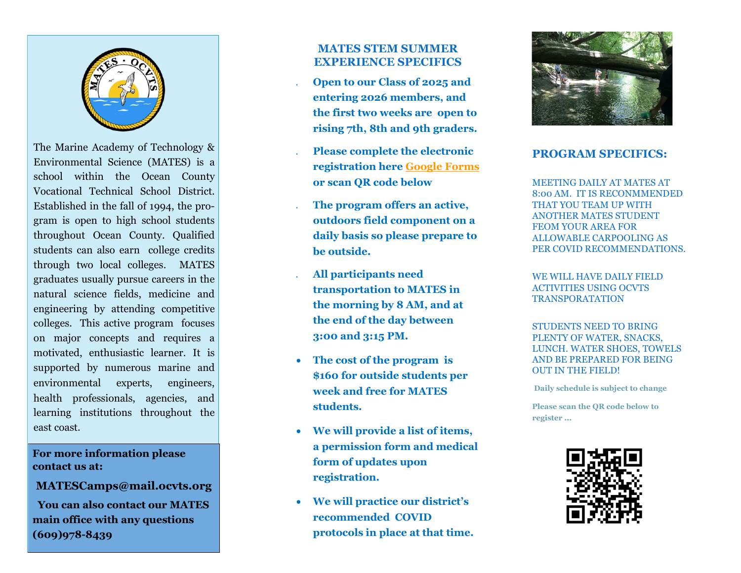The Marine Academy of Technology & Environmental Science (MATES) is a school within the Ocean County Vocational Technical School District. Established in the fall of 1994, the program is open to high school students throughout Ocean County. Qualified students can also earn college credits through two local colleges. MATES graduates usually pursue careers in the natural science fields, medicine and engineering by attending competitive colleges. This active program focuses on major concepts and requires a motivated, enthusiastic learner. It is supported by numerous marine and environmental experts, engineers, health professionals, agencies, and learning institutions throughout the east coast.

**For more information please contact us at:**

**MATESCamps@mail.ocvts.org**

**You can also contact our MATES main office with any questions (609)978-8439**

## MATES STEM SUMMER EXPERIENCE SPECIFICS

- **Open to our Class of 2025 and entering 2026 members, and the first two weeks are open to rising 7th, 8th and 9th graders.**
- **Please complete the electronic registration here Google Forms or scan QR code below**
- **The program offers an active, outdoors field component on a daily basis so please prepare to be outside.**
- **All participants need transportation to MATES in the morning by 8 AM, and at the end of the day between 3:00 and 3:15 PM.**
- **The cost of the program is $160 for outside students per week and free for MATES students.**
- **We will provide a list of items, a permission form and medical form of updates upon registration.**
- **We will practice our district's recommended COVID protocols in place at that time.**

## PROGRAM SPECIFICS:

MEETING DAILY AT MATES AT 8:00 AM. IT IS RECONMMENDED THAT YOU TEAM UP WITH ANOTHER MATES STUDENT FEOM YOUR AREA FOR ALLOWABLE CARPOOLING AS PER COVID RECOMMENDATIONS.

WE WILL HAVE DAILY FIELD ACTIVITIES USING OCVTS TRANSPORATATION

STUDENTS NEED TO BRING PLENTY OF WATER, SNACKS, LUNCH. WATER SHOES, TOWELS AND BE PREPARED FOR BEING OUT IN THE FIELD!

**Daily schedule is subject to change**

**Please scan the QR code below to register ...**